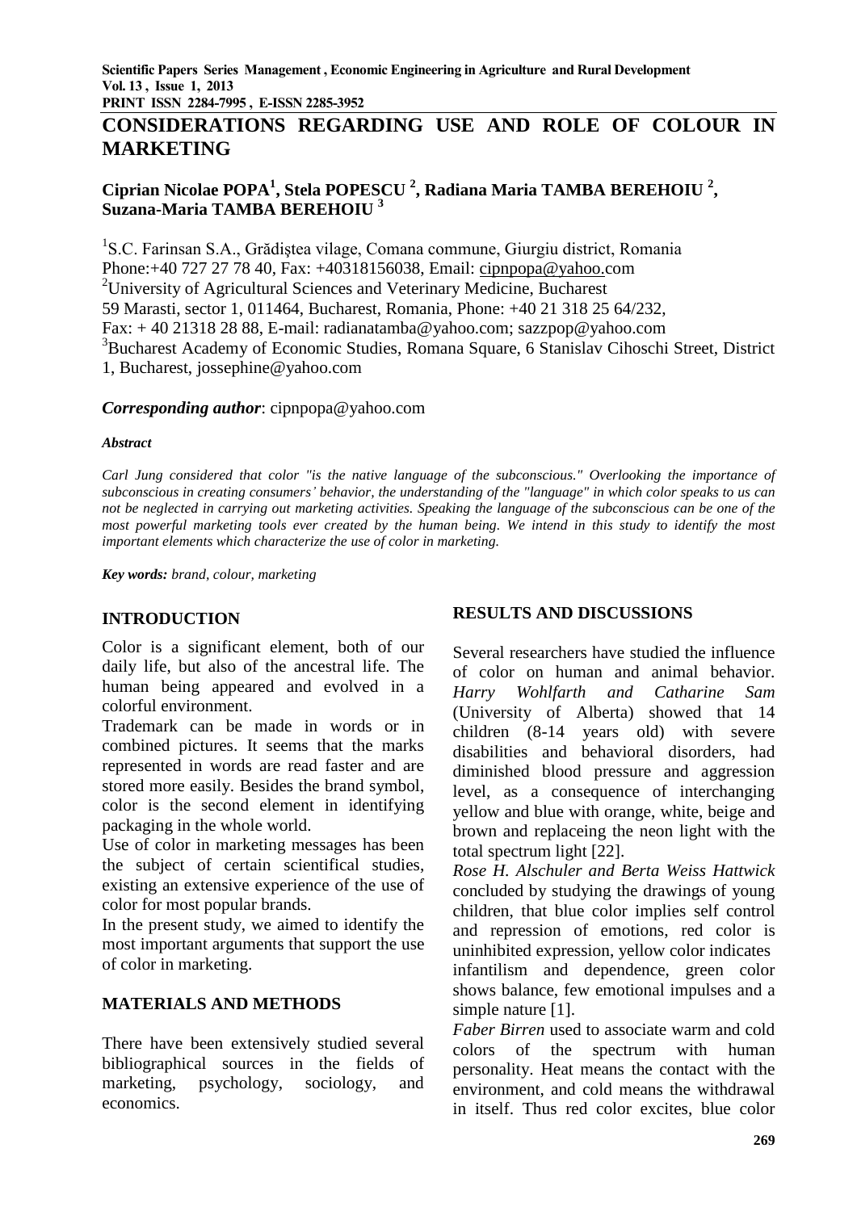# CONSIDERATIONS REGARDING USE AND ROLE OF COLOUR IN MARKETING

**Ciprian Nicolae POPA[1], Stela POPESCU [2], Radiana Maria TAMBA BEREHOIU [2], Suzana-Maria TAMBA BEREHOIU [3]**

[1]S.C. Farinsan S.A., Grădiştea vilage, Comana commune, Giurgiu district, Romania
Phone:+40 727 27 78 40, Fax: +40318156038, Email: cipnpopa@yahoo.com
[2]University of Agricultural Sciences and Veterinary Medicine, Bucharest
59 Marasti, sector 1, 011464, Bucharest, Romania, Phone: +40 21 318 25 64/232,
Fax: + 40 21318 28 88, E-mail: radianatamba@yahoo.com; sazzpop@yahoo.com
[3]Bucharest Academy of Economic Studies, Romana Square, 6 Stanislav Cihoschi Street, District 1, Bucharest, jossephine@yahoo.com

***Corresponding author***: cipnpopa@yahoo.com

***Abstract***

*Carl Jung considered that color "is the native language of the subconscious." Overlooking the importance of subconscious in creating consumers' behavior, the understanding of the "language" in which color speaks to us can not be neglected in carrying out marketing activities. Speaking the language of the subconscious can be one of the most powerful marketing tools ever created by the human being. We intend in this study to identify the most important elements which characterize the use of color in marketing.*

***Key words:*** *brand, colour, marketing*

## INTRODUCTION

Color is a significant element, both of our daily life, but also of the ancestral life. The human being appeared and evolved in a colorful environment.

Trademark can be made in words or in combined pictures. It seems that the marks represented in words are read faster and are stored more easily. Besides the brand symbol, color is the second element in identifying packaging in the whole world.

Use of color in marketing messages has been the subject of certain scientifical studies, existing an extensive experience of the use of color for most popular brands.

In the present study, we aimed to identify the most important arguments that support the use of color in marketing.

## MATERIALS AND METHODS

There have been extensively studied several bibliographical sources in the fields of marketing, psychology, sociology, and economics.

## RESULTS AND DISCUSSIONS

Several researchers have studied the influence of color on human and animal behavior. *Harry Wohlfarth and Catharine Sam* (University of Alberta) showed that 14 children (8-14 years old) with severe disabilities and behavioral disorders, had diminished blood pressure and aggression level, as a consequence of interchanging yellow and blue with orange, white, beige and brown and replaceing the neon light with the total spectrum light [22].

*Rose H. Alschuler and Berta Weiss Hattwick* concluded by studying the drawings of young children, that blue color implies self control and repression of emotions, red color is uninhibited expression, yellow color indicates infantilism and dependence, green color shows balance, few emotional impulses and a simple nature [1].

*Faber Birren* used to associate warm and cold colors of the spectrum with human personality. Heat means the contact with the environment, and cold means the withdrawal in itself. Thus red color excites, blue color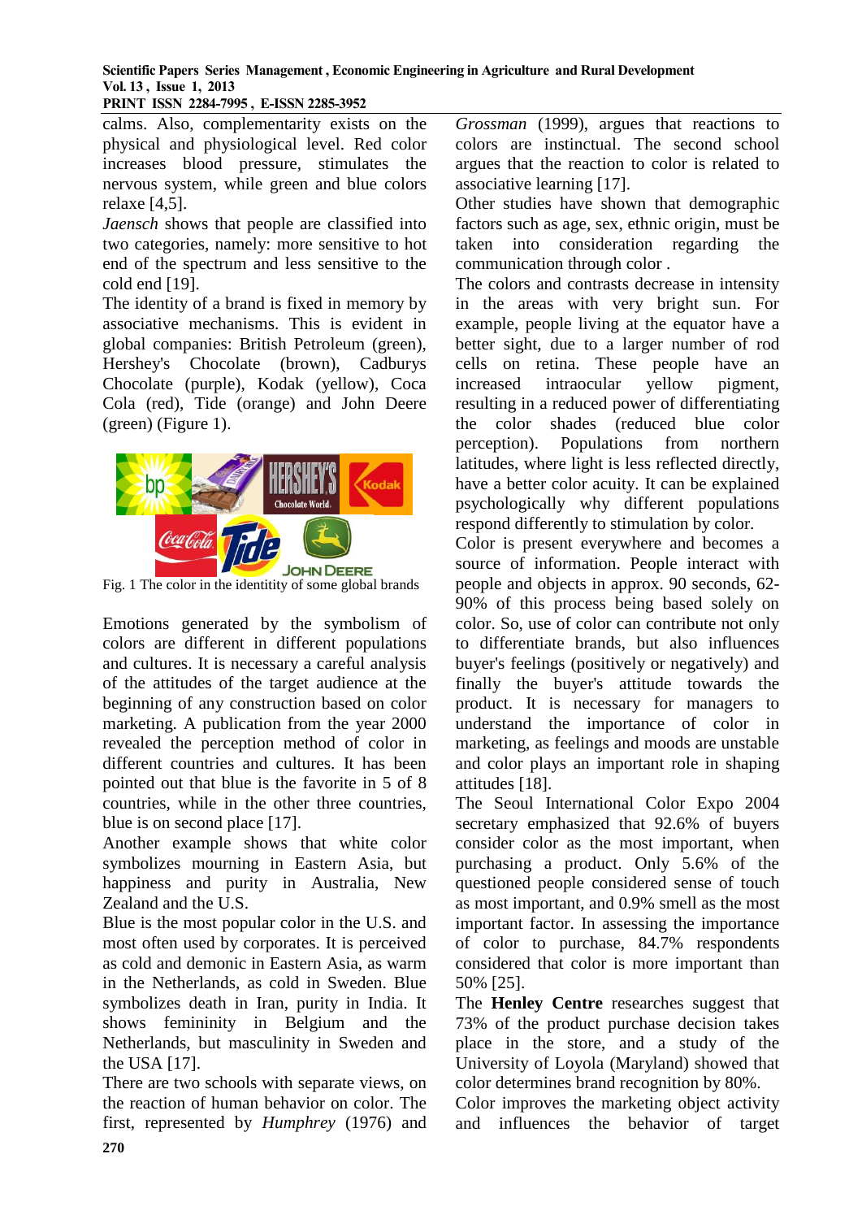calms. Also, complementarity exists on the physical and physiological level. Red color increases blood pressure, stimulates the nervous system, while green and blue colors relaxe [4,5].

*Jaensch* shows that people are classified into two categories, namely: more sensitive to hot end of the spectrum and less sensitive to the cold end [19].

The identity of a brand is fixed in memory by associative mechanisms. This is evident in global companies: British Petroleum (green), Hershey's Chocolate (brown), Cadburys Chocolate (purple), Kodak (yellow), Coca Cola (red), Tide (orange) and John Deere (green) (Figure 1).

Fig. 1 The color in the identity of some global brands

Emotions generated by the symbolism of colors are different in different populations and cultures. It is necessary a careful analysis of the attitudes of the target audience at the beginning of any construction based on color marketing. A publication from the year 2000 revealed the perception method of color in different countries and cultures. It has been pointed out that blue is the favorite in 5 of 8 countries, while in the other three countries, blue is on second place [17].

Another example shows that white color symbolizes mourning in Eastern Asia, but happiness and purity in Australia, New Zealand and the U.S.

Blue is the most popular color in the U.S. and most often used by corporates. It is perceived as cold and demonic in Eastern Asia, as warm in the Netherlands, as cold in Sweden. Blue symbolizes death in Iran, purity in India. It shows femininity in Belgium and the Netherlands, but masculinity in Sweden and the USA [17].

There are two schools with separate views, on the reaction of human behavior on color. The first, represented by *Humphrey* (1976) and *Grossman* (1999), argues that reactions to colors are instinctual. The second school argues that the reaction to color is related to associative learning [17].

Other studies have shown that demographic factors such as age, sex, ethnic origin, must be taken into consideration regarding the communication through color .

The colors and contrasts decrease in intensity in the areas with very bright sun. For example, people living at the equator have a better sight, due to a larger number of rod cells on retina. These people have an increased intraocular yellow pigment, resulting in a reduced power of differentiating the color shades (reduced blue color perception). Populations from northern latitudes, where light is less reflected directly, have a better color acuity. It can be explained psychologically why different populations respond differently to stimulation by color.

Color is present everywhere and becomes a source of information. People interact with people and objects in approx. 90 seconds, 62-90% of this process being based solely on color. So, use of color can contribute not only to differentiate brands, but also influences buyer's feelings (positively or negatively) and finally the buyer's attitude towards the product. It is necessary for managers to understand the importance of color in marketing, as feelings and moods are unstable and color plays an important role in shaping attitudes [18].

The Seoul International Color Expo 2004 secretary emphasized that 92.6% of buyers consider color as the most important, when purchasing a product. Only 5.6% of the questioned people considered sense of touch as most important, and 0.9% smell as the most important factor. In assessing the importance of color to purchase, 84.7% respondents considered that color is more important than 50% [25].

The **Henley Centre** researches suggest that 73% of the product purchase decision takes place in the store, and a study of the University of Loyola (Maryland) showed that color determines brand recognition by 80%.

Color improves the marketing object activity and influences the behavior of target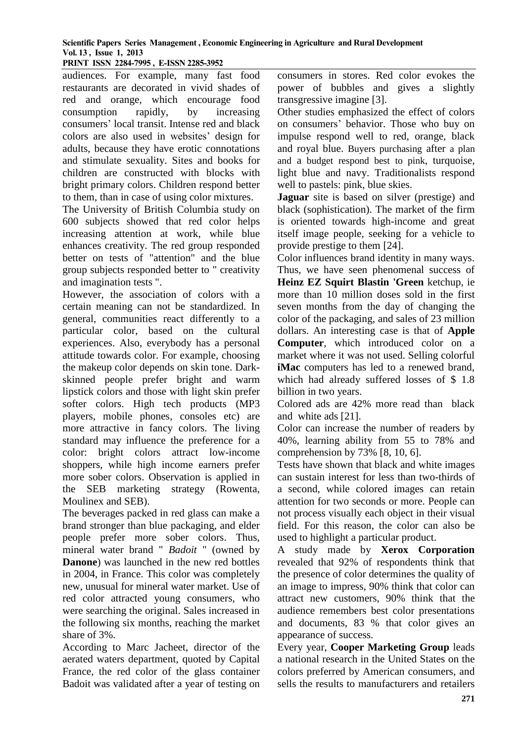audiences. For example, many fast food restaurants are decorated in vivid shades of red and orange, which encourage food consumption rapidly, by increasing consumers' local transit. Intense red and black colors are also used in websites' design for adults, because they have erotic connotations and stimulate sexuality. Sites and books for children are constructed with blocks with bright primary colors. Children respond better to them, than in case of using color mixtures.

The University of British Columbia study on 600 subjects showed that red color helps increasing attention at work, while blue enhances creativity. The red group responded better on tests of "attention" and the blue group subjects responded better to " creativity and imagination tests ".

However, the association of colors with a certain meaning can not be standardized. In general, communities react differently to a particular color, based on the cultural experiences. Also, everybody has a personal attitude towards color. For example, choosing the makeup color depends on skin tone. Dark-skinned people prefer bright and warm lipstick colors and those with light skin prefer softer colors. High tech products (MP3 players, mobile phones, consoles etc) are more attractive in fancy colors. The living standard may influence the preference for a color: bright colors attract low-income shoppers, while high income earners prefer more sober colors. Observation is applied in the SEB marketing strategy (Rowenta, Moulinex and SEB).

The beverages packed in red glass can make a brand stronger than blue packaging, and elder people prefer more sober colors. Thus, mineral water brand " *Badoit* " (owned by **Danone**) was launched in the new red bottles in 2004, in France. This color was completely new, unusual for mineral water market. Use of red color attracted young consumers, who were searching the original. Sales increased in the following six months, reaching the market share of 3%.

According to Marc Jacheet, director of the aerated waters department, quoted by Capital France, the red color of the glass container Badoit was validated after a year of testing on consumers in stores. Red color evokes the power of bubbles and gives a slightly transgressive imagine [3].

Other studies emphasized the effect of colors on consumers' behavior. Those who buy on impulse respond well to red, orange, black and royal blue. Buyers purchasing after a plan and a budget respond best to pink, turquoise, light blue and navy. Traditionalists respond well to pastels: pink, blue skies.

**Jaguar** site is based on silver (prestige) and black (sophistication). The market of the firm is oriented towards high-income and great itself image people, seeking for a vehicle to provide prestige to them [24].

Color influences brand identity in many ways. Thus, we have seen phenomenal success of **Heinz EZ Squirt Blastin 'Green** ketchup, ie more than 10 million doses sold in the first seven months from the day of changing the color of the packaging, and sales of 23 million dollars. An interesting case is that of **Apple Computer**, which introduced color on a market where it was not used. Selling colorful **iMac** computers has led to a renewed brand, which had already suffered losses of $ 1.8 billion in two years.

Colored ads are 42% more read than black and white ads [21].

Color can increase the number of readers by 40%, learning ability from 55 to 78% and comprehension by 73% [8, 10, 6].

Tests have shown that black and white images can sustain interest for less than two-thirds of a second, while colored images can retain attention for two seconds or more. People can not process visually each object in their visual field. For this reason, the color can also be used to highlight a particular product.

A study made by **Xerox Corporation** revealed that 92% of respondents think that the presence of color determines the quality of an image to impress, 90% think that color can attract new customers, 90% think that the audience remembers best color presentations and documents, 83 % that color gives an appearance of success.

Every year, **Cooper Marketing Group** leads a national research in the United States on the colors preferred by American consumers, and sells the results to manufacturers and retailers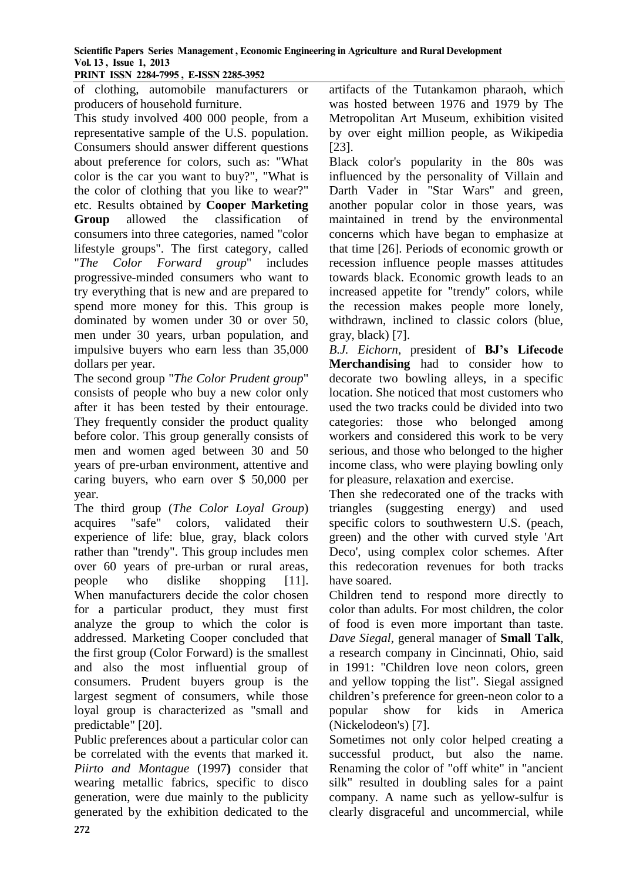of clothing, automobile manufacturers or producers of household furniture.

This study involved 400 000 people, from a representative sample of the U.S. population. Consumers should answer different questions about preference for colors, such as: "What color is the car you want to buy?", "What is the color of clothing that you like to wear?" etc. Results obtained by **Cooper Marketing Group** allowed the classification of consumers into three categories, named "color lifestyle groups". The first category, called "*The Color Forward group*" includes progressive-minded consumers who want to try everything that is new and are prepared to spend more money for this. This group is dominated by women under 30 or over 50, men under 30 years, urban population, and impulsive buyers who earn less than 35,000 dollars per year.

The second group "*The Color Prudent group*" consists of people who buy a new color only after it has been tested by their entourage. They frequently consider the product quality before color. This group generally consists of men and women aged between 30 and 50 years of pre-urban environment, attentive and caring buyers, who earn over $ 50,000 per year.

The third group (*The Color Loyal Group*) acquires "safe" colors, validated their experience of life: blue, gray, black colors rather than "trendy". This group includes men over 60 years of pre-urban or rural areas, people who dislike shopping [11]. When manufacturers decide the color chosen for a particular product, they must first analyze the group to which the color is addressed. Marketing Cooper concluded that the first group (Color Forward) is the smallest and also the most influential group of consumers. Prudent buyers group is the largest segment of consumers, while those loyal group is characterized as "small and predictable" [20].

Public preferences about a particular color can be correlated with the events that marked it. *Piirto and Montague* (1997**)** consider that wearing metallic fabrics, specific to disco generation, were due mainly to the publicity generated by the exhibition dedicated to the artifacts of the Tutankamon pharaoh, which was hosted between 1976 and 1979 by The Metropolitan Art Museum, exhibition visited by over eight million people, as Wikipedia [23].

Black color's popularity in the 80s was influenced by the personality of Villain and Darth Vader in "Star Wars" and green, another popular color in those years, was maintained in trend by the environmental concerns which have began to emphasize at that time [26]. Periods of economic growth or recession influence people masses attitudes towards black. Economic growth leads to an increased appetite for "trendy" colors, while the recession makes people more lonely, withdrawn, inclined to classic colors (blue, gray, black) [7].

*B.J. Eichorn*, president of **BJ's Lifecode Merchandising** had to consider how to decorate two bowling alleys, in a specific location. She noticed that most customers who used the two tracks could be divided into two categories: those who belonged among workers and considered this work to be very serious, and those who belonged to the higher income class, who were playing bowling only for pleasure, relaxation and exercise.

Then she redecorated one of the tracks with triangles (suggesting energy) and used specific colors to southwestern U.S. (peach, green) and the other with curved style 'Art Deco', using complex color schemes. After this redecoration revenues for both tracks have soared.

Children tend to respond more directly to color than adults. For most children, the color of food is even more important than taste. *Dave Siegal*, general manager of **Small Talk**, a research company in Cincinnati, Ohio, said in 1991: "Children love neon colors, green and yellow topping the list". Siegal assigned children's preference for green-neon color to a popular show for kids in America (Nickelodeon's) [7].

Sometimes not only color helped creating a successful product, but also the name. Renaming the color of "off white" in "ancient silk" resulted in doubling sales for a paint company. A name such as yellow-sulfur is clearly disgraceful and uncommercial, while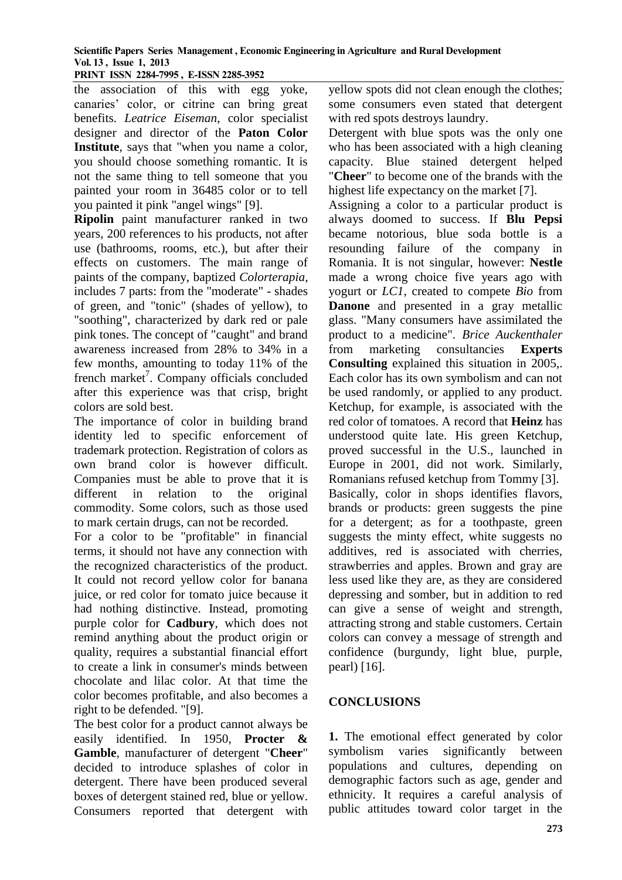the association of this with egg yoke, canaries' color, or citrine can bring great benefits. *Leatrice Eiseman*, color specialist designer and director of the **Paton Color Institute**, says that "when you name a color, you should choose something romantic. It is not the same thing to tell someone that you painted your room in 36485 color or to tell you painted it pink "angel wings" [9].

**Ripolin** paint manufacturer ranked in two years, 200 references to his products, not after use (bathrooms, rooms, etc.), but after their effects on customers. The main range of paints of the company, baptized *Colorterapia*, includes 7 parts: from the "moderate" - shades of green, and "tonic" (shades of yellow), to "soothing", characterized by dark red or pale pink tones. The concept of "caught" and brand awareness increased from 28% to 34% in a few months, amounting to today 11% of the french market[7]. Company officials concluded after this experience was that crisp, bright colors are sold best.

The importance of color in building brand identity led to specific enforcement of trademark protection. Registration of colors as own brand color is however difficult. Companies must be able to prove that it is different in relation to the original commodity. Some colors, such as those used to mark certain drugs, can not be recorded.

For a color to be "profitable" in financial terms, it should not have any connection with the recognized characteristics of the product. It could not record yellow color for banana juice, or red color for tomato juice because it had nothing distinctive. Instead, promoting purple color for **Cadbury**, which does not remind anything about the product origin or quality, requires a substantial financial effort to create a link in consumer's minds between chocolate and lilac color. At that time the color becomes profitable, and also becomes a right to be defended. "[9].

The best color for a product cannot always be easily identified. In 1950, **Procter & Gamble**, manufacturer of detergent "**Cheer**" decided to introduce splashes of color in detergent. There have been produced several boxes of detergent stained red, blue or yellow. Consumers reported that detergent with yellow spots did not clean enough the clothes; some consumers even stated that detergent with red spots destroys laundry.

Detergent with blue spots was the only one who has been associated with a high cleaning capacity. Blue stained detergent helped "**Cheer**" to become one of the brands with the highest life expectancy on the market [7].

Assigning a color to a particular product is always doomed to success. If **Blu Pepsi** became notorious, blue soda bottle is a resounding failure of the company in Romania. It is not singular, however: **Nestle** made a wrong choice five years ago with yogurt or *LC1*, created to compete *Bio* from **Danone** and presented in a gray metallic glass. "Many consumers have assimilated the product to a medicine". *Brice Auckenthaler* from marketing consultancies **Experts Consulting** explained this situation in 2005,. Each color has its own symbolism and can not be used randomly, or applied to any product. Ketchup, for example, is associated with the red color of tomatoes. A record that **Heinz** has understood quite late. His green Ketchup, proved successful in the U.S., launched in Europe in 2001, did not work. Similarly, Romanians refused ketchup from Tommy [3].

Basically, color in shops identifies flavors, brands or products: green suggests the pine for a detergent; as for a toothpaste, green suggests the minty effect, white suggests no additives, red is associated with cherries, strawberries and apples. Brown and gray are less used like they are, as they are considered depressing and somber, but in addition to red can give a sense of weight and strength, attracting strong and stable customers. Certain colors can convey a message of strength and confidence (burgundy, light blue, purple, pearl) [16].

## CONCLUSIONS

**1.** The emotional effect generated by color symbolism varies significantly between populations and cultures, depending on demographic factors such as age, gender and ethnicity. It requires a careful analysis of public attitudes toward color target in the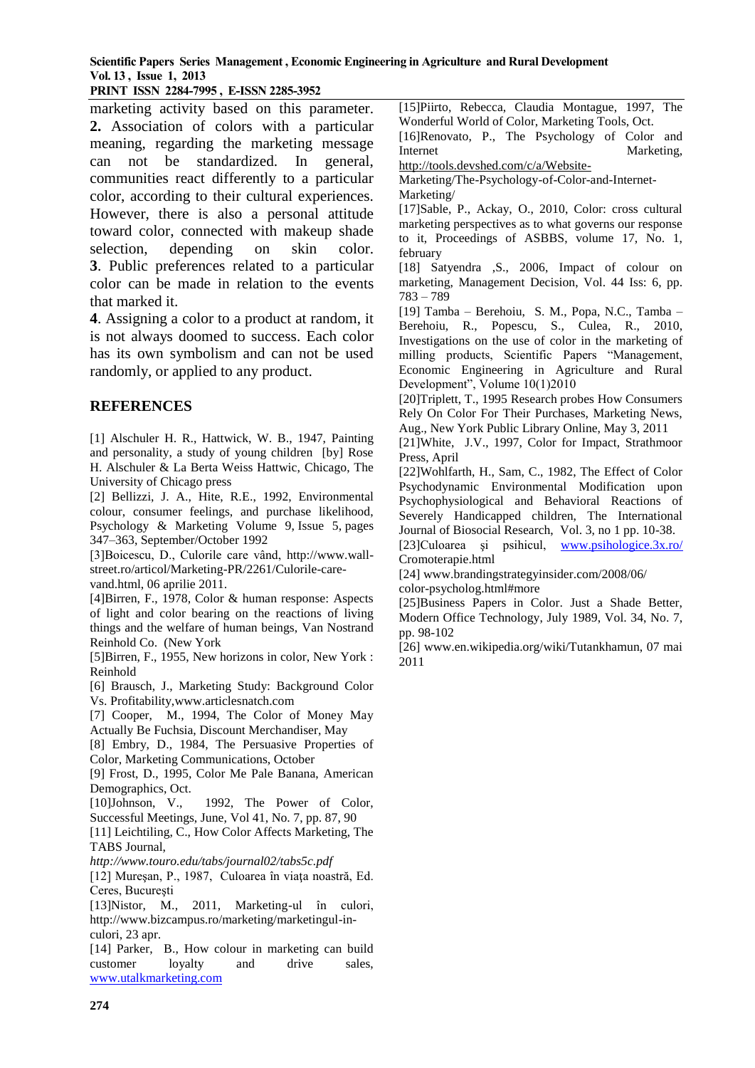marketing activity based on this parameter. **2.** Association of colors with a particular meaning, regarding the marketing message can not be standardized. In general, communities react differently to a particular color, according to their cultural experiences. However, there is also a personal attitude toward color, connected with makeup shade selection, depending on skin color. **3**. Public preferences related to a particular color can be made in relation to the events that marked it.

**4**. Assigning a color to a product at random, it is not always doomed to success. Each color has its own symbolism and can not be used randomly, or applied to any product.

## REFERENCES

[1] Alschuler H. R., Hattwick, W. B., 1947, Painting and personality, a study of young children [by] Rose H. Alschuler & La Berta Weiss Hattwic, Chicago, The University of Chicago press

[2] Bellizzi, J. A., Hite, R.E., 1992, Environmental colour, consumer feelings, and purchase likelihood, Psychology & Marketing Volume 9, Issue 5, pages 347–363, September/October 1992

[3]Boicescu, D., Culorile care vând, http://www.wall-street.ro/articol/Marketing-PR/2261/Culorile-care-vand.html, 06 aprilie 2011.

[4]Birren, F., 1978, Color & human response: Aspects of light and color bearing on the reactions of living things and the welfare of human beings, Van Nostrand Reinhold Co. (New York

[5]Birren, F., 1955, New horizons in color, New York : Reinhold

[6] Brausch, J., Marketing Study: Background Color Vs. Profitability,www.articlesnatch.com

[7] Cooper, M., 1994, The Color of Money May Actually Be Fuchsia, Discount Merchandiser, May

[8] Embry, D., 1984, The Persuasive Properties of Color, Marketing Communications, October

[9] Frost, D., 1995, Color Me Pale Banana, American Demographics, Oct.

[10]Johnson, V., 1992, The Power of Color, Successful Meetings, June, Vol 41, No. 7, pp. 87, 90

[11] Leichtiling, C., How Color Affects Marketing, The TABS Journal, *http://www.touro.edu/tabs/journal02/tabs5c.pdf*

[12] Mureşan, P., 1987, Culoarea în viaţa noastră, Ed. Ceres, Bucureşti

[13]Nistor, M., 2011, Marketing-ul în culori, http://www.bizcampus.ro/marketing/marketingul-in-culori, 23 apr.

[14] Parker, B., How colour in marketing can build customer loyalty and drive sales, www.utalkmarketing.com

[15]Piirto, Rebecca, Claudia Montague, 1997, The Wonderful World of Color, Marketing Tools, Oct.

[16]Renovato, P., The Psychology of Color and Internet Marketing, http://tools.devshed.com/c/a/Website-Marketing/The-Psychology-of-Color-and-Internet-Marketing/

[17]Sable, P., Ackay, O., 2010, Color: cross cultural marketing perspectives as to what governs our response to it, Proceedings of ASBBS, volume 17, No. 1, february

[18] Satyendra ,S., 2006, Impact of colour on marketing, Management Decision, Vol. 44 Iss: 6, pp. 783 – 789

[19] Tamba – Berehoiu, S. M., Popa, N.C., Tamba – Berehoiu, R., Popescu, S., Culea, R., 2010, Investigations on the use of color in the marketing of milling products, Scientific Papers "Management, Economic Engineering in Agriculture and Rural Development", Volume 10(1)2010

[20]Triplett, T., 1995 Research probes How Consumers Rely On Color For Their Purchases, Marketing News, Aug., New York Public Library Online, May 3, 2011

[21]White, J.V., 1997, Color for Impact, Strathmoor Press, April

[22]Wohlfarth, H., Sam, C., 1982, The Effect of Color Psychodynamic Environmental Modification upon Psychophysiological and Behavioral Reactions of Severely Handicapped children, The International Journal of Biosocial Research, Vol. 3, no 1 pp. 10-38.

[23]Culoarea şi psihicul, www.psihologice.3x.ro/ Cromoterapie.html

[24] www.brandingstrategyinsider.com/2008/06/ color-psycholog.html#more

[25]Business Papers in Color. Just a Shade Better, Modern Office Technology, July 1989, Vol. 34, No. 7, pp. 98-102

[26] www.en.wikipedia.org/wiki/Tutankhamun, 07 mai 2011